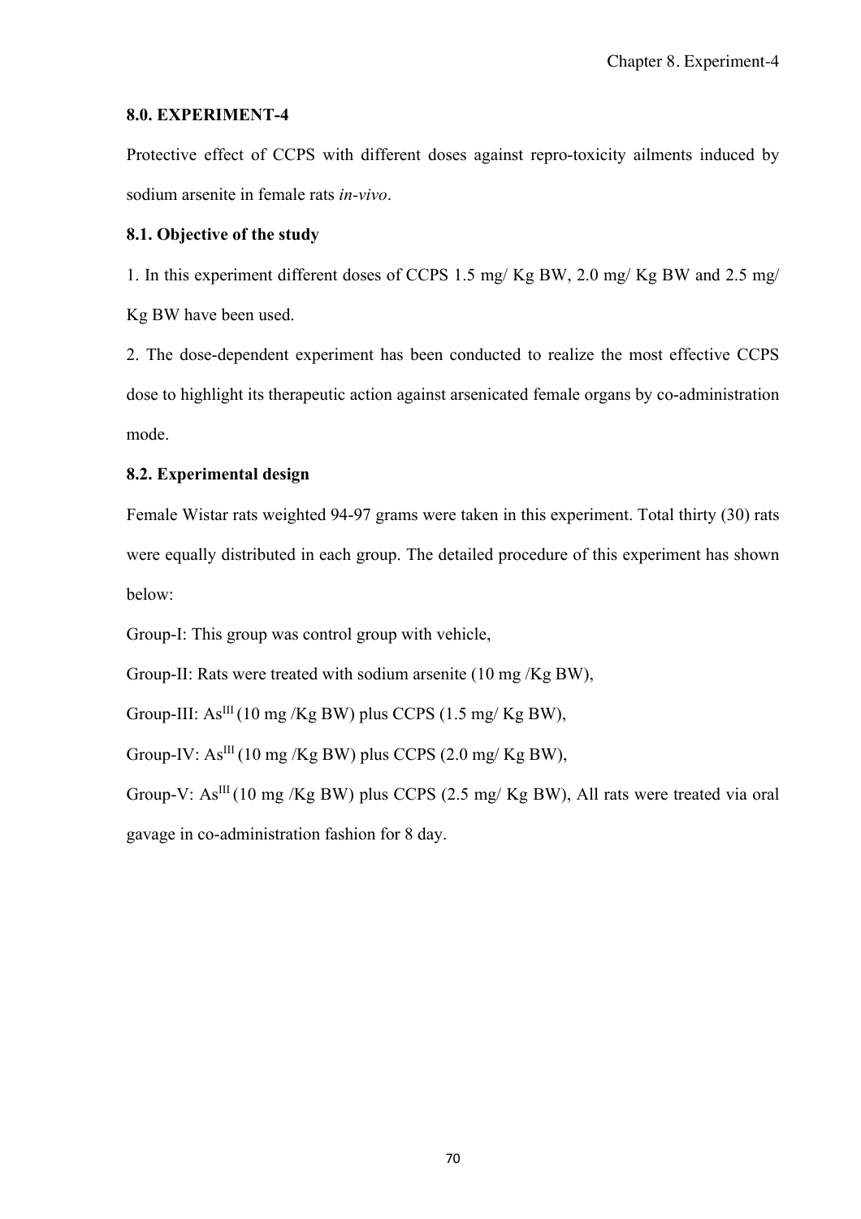## 8.0. EXPERIMENT-4

Protective effect of CCPS with different doses against repro-toxicity ailments induced by sodium arsenite in female rats *in-vivo*.

## 8.1. Objective of the study

1. In this experiment different doses of CCPS 1.5 mg/ Kg BW, 2.0 mg/ Kg BW and 2.5 mg/ Kg BW have been used.

2. The dose-dependent experiment has been conducted to realize the most effective CCPS dose to highlight its therapeutic action against arsenicated female organs by co-administration mode.

## 8.2. Experimental design

Female Wistar rats weighted 94-97 grams were taken in this experiment. Total thirty (30) rats were equally distributed in each group. The detailed procedure of this experiment has shown below:

Group-I: This group was control group with vehicle,

Group-II: Rats were treated with sodium arsenite (10 mg /Kg BW),

Group-III: $As^{III}$ (10 mg /Kg BW) plus CCPS (1.5 mg/ Kg BW),

Group-IV: $As^{III}$ (10 mg /Kg BW) plus CCPS (2.0 mg/ Kg BW),

Group-V: $As^{III}$ (10 mg /Kg BW) plus CCPS (2.5 mg/ Kg BW), All rats were treated via oral gavage in co-administration fashion for 8 day.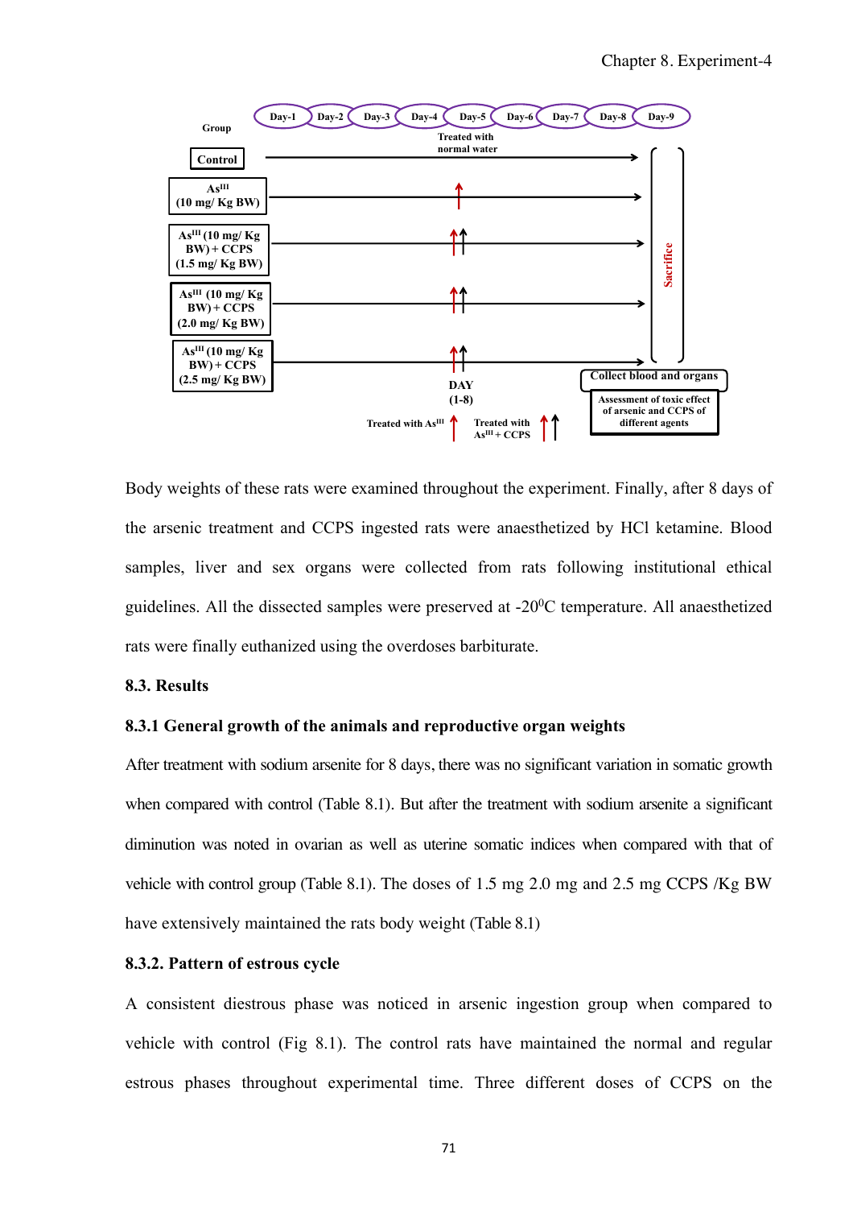| Group | Day-1 | Day-2 | Day-3 | Day-4 | Day-5 | Day-6 | Day-7 | Day-8 | Day-9 |
|---|---|---|---|---|---|---|---|---|---|
| Control | Treated with normal water | | | | | | | | Sacrifice |
| $As^{III}$ (10 mg/ Kg BW) | Treated with $As^{III}$ | | | | | | | | Sacrifice |
| $As^{III}$ (10 mg/ Kg BW) + CCPS (1.5 mg/ Kg BW) | Treated with $As^{III}$ + CCPS | | | | | | | | Sacrifice |
| $As^{III}$ (10 mg/ Kg BW) + CCPS (2.0 mg/ Kg BW) | Treated with $As^{III}$ + CCPS | | | | | | | | Sacrifice |
| $As^{III}$ (10 mg/ Kg BW) + CCPS (2.5 mg/ Kg BW) | Treated with $As^{III}$ + CCPS | | | | | | | | Sacrifice |

DAY (1-8)

Collect blood and organs

Assessment of toxic effect of arsenic and CCPS of different agents

Body weights of these rats were examined throughout the experiment. Finally, after 8 days of the arsenic treatment and CCPS ingested rats were anaesthetized by HCl ketamine. Blood samples, liver and sex organs were collected from rats following institutional ethical guidelines. All the dissected samples were preserved at -20$^0$C temperature. All anaesthetized rats were finally euthanized using the overdoses barbiturate.

## 8.3. Results

### 8.3.1 General growth of the animals and reproductive organ weights

After treatment with sodium arsenite for 8 days, there was no significant variation in somatic growth when compared with control (Table 8.1). But after the treatment with sodium arsenite a significant diminution was noted in ovarian as well as uterine somatic indices when compared with that of vehicle with control group (Table 8.1). The doses of 1.5 mg 2.0 mg and 2.5 mg CCPS /Kg BW have extensively maintained the rats body weight (Table 8.1)

### 8.3.2. Pattern of estrous cycle

A consistent diestrous phase was noticed in arsenic ingestion group when compared to vehicle with control (Fig 8.1). The control rats have maintained the normal and regular estrous phases throughout experimental time. Three different doses of CCPS on the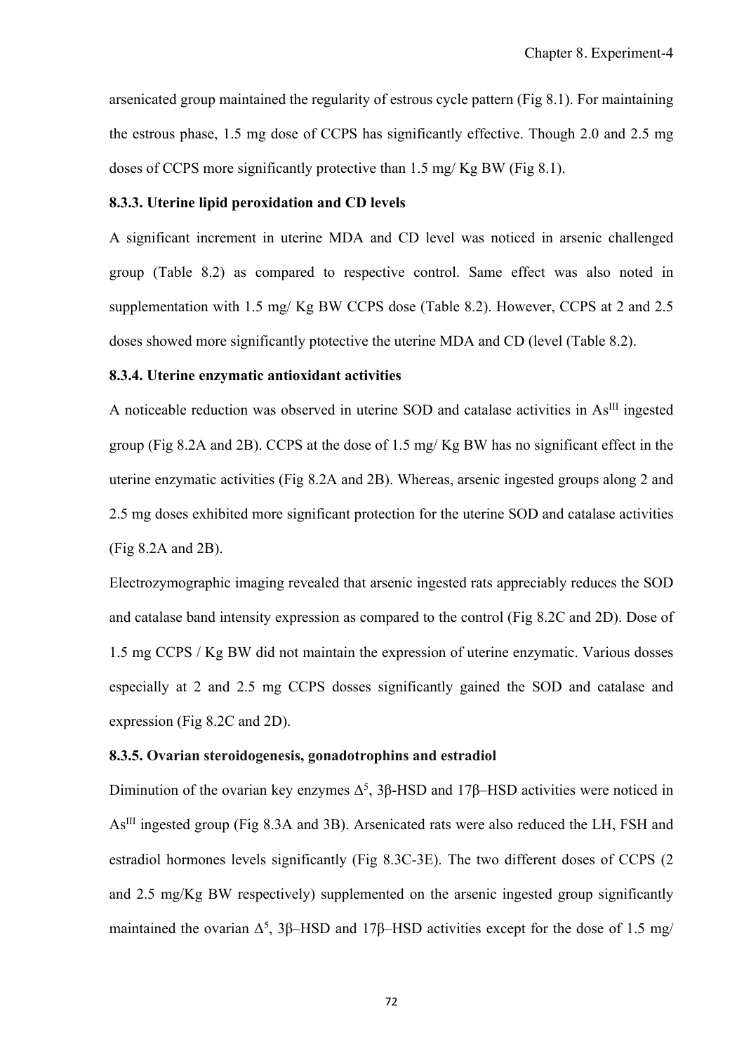arsenicated group maintained the regularity of estrous cycle pattern (Fig 8.1). For maintaining the estrous phase, 1.5 mg dose of CCPS has significantly effective. Though 2.0 and 2.5 mg doses of CCPS more significantly protective than 1.5 mg/ Kg BW (Fig 8.1).

### 8.3.3. Uterine lipid peroxidation and CD levels

A significant increment in uterine MDA and CD level was noticed in arsenic challenged group (Table 8.2) as compared to respective control. Same effect was also noted in supplementation with 1.5 mg/ Kg BW CCPS dose (Table 8.2). However, CCPS at 2 and 2.5 doses showed more significantly ptotective the uterine MDA and CD (level (Table 8.2).

### 8.3.4. Uterine enzymatic antioxidant activities

A noticeable reduction was observed in uterine SOD and catalase activities in $As^{III}$ ingested group (Fig 8.2A and 2B). CCPS at the dose of 1.5 mg/ Kg BW has no significant effect in the uterine enzymatic activities (Fig 8.2A and 2B). Whereas, arsenic ingested groups along 2 and 2.5 mg doses exhibited more significant protection for the uterine SOD and catalase activities (Fig 8.2A and 2B).

Electrozymographic imaging revealed that arsenic ingested rats appreciably reduces the SOD and catalase band intensity expression as compared to the control (Fig 8.2C and 2D). Dose of 1.5 mg CCPS / Kg BW did not maintain the expression of uterine enzymatic. Various dosses especially at 2 and 2.5 mg CCPS dosses significantly gained the SOD and catalase and expression (Fig 8.2C and 2D).

### 8.3.5. Ovarian steroidogenesis, gonadotrophins and estradiol

Diminution of the ovarian key enzymes $\Delta^5$, 3β-HSD and 17β–HSD activities were noticed in $As^{III}$ ingested group (Fig 8.3A and 3B). Arsenicated rats were also reduced the LH, FSH and estradiol hormones levels significantly (Fig 8.3C-3E). The two different doses of CCPS (2 and 2.5 mg/Kg BW respectively) supplemented on the arsenic ingested group significantly maintained the ovarian $\Delta^5$, 3β–HSD and 17β–HSD activities except for the dose of 1.5 mg/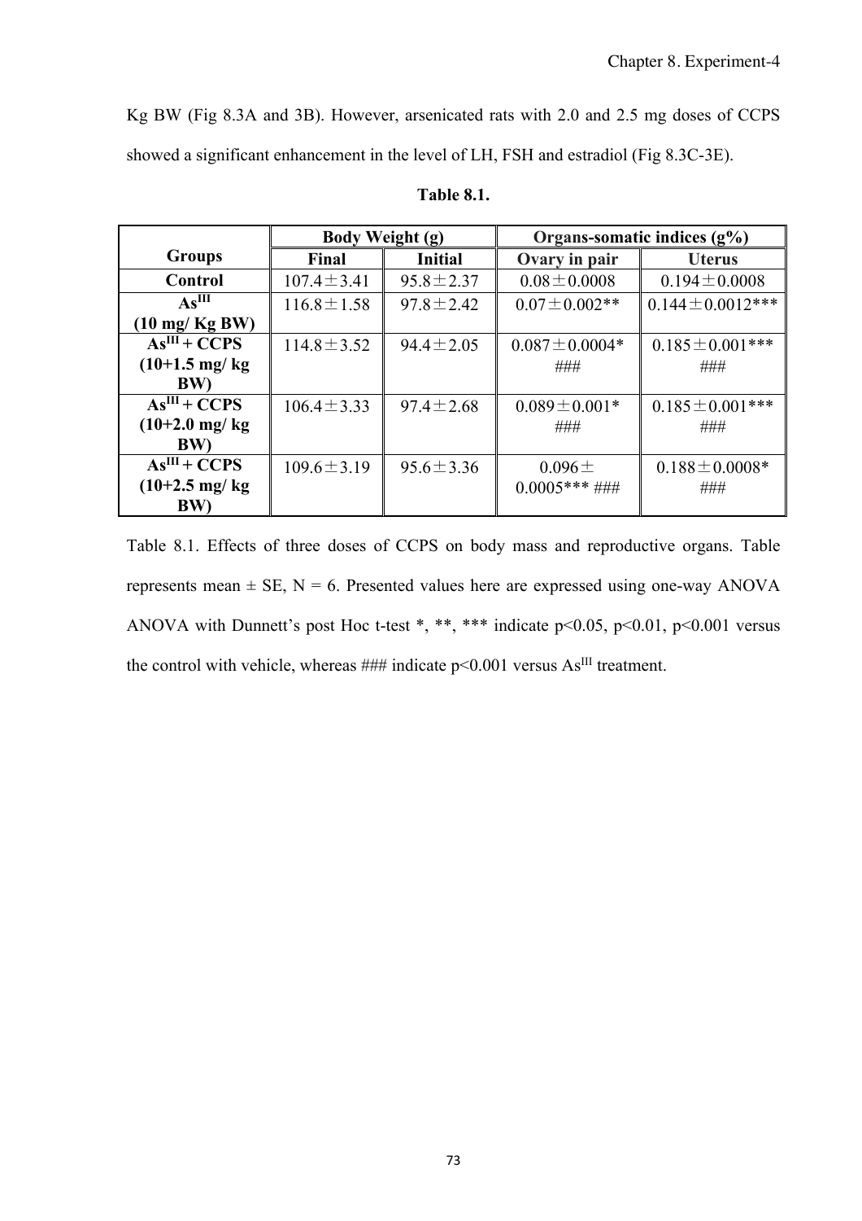Kg BW (Fig 8.3A and 3B). However, arsenicated rats with 2.0 and 2.5 mg doses of CCPS showed a significant enhancement in the level of LH, FSH and estradiol (Fig 8.3C-3E).

**Table 8.1.**

| Groups | Body Weight (g) | | Organs-somatic indices (g%) | |
|---|---|---|---|---|
| | Final | Initial | Ovary in pair | Uterus |
| **Control** | 107.4±3.41 | 95.8±2.37 | 0.08±0.0008 | 0.194±0.0008 |
| **$As^{III}$ (10 mg/ Kg BW)** | 116.8±1.58 | 97.8±2.42 | 0.07±0.002** | 0.144±0.0012*** |
| **$As^{III}$ + CCPS (10+1.5 mg/ kg BW)** | 114.8±3.52 | 94.4±2.05 | 0.087±0.0004* ### | 0.185±0.001*** ### |
| **$As^{III}$ + CCPS (10+2.0 mg/ kg BW)** | 106.4±3.33 | 97.4±2.68 | 0.089±0.001* ### | 0.185±0.001*** ### |
| **$As^{III}$ + CCPS (10+2.5 mg/ kg BW)** | 109.6±3.19 | 95.6±3.36 | 0.096± 0.0005*** ### | 0.188±0.0008* ### |

Table 8.1. Effects of three doses of CCPS on body mass and reproductive organs. Table represents mean ± SE, N = 6. Presented values here are expressed using one-way ANOVA ANOVA with Dunnett's post Hoc t-test *, **, *** indicate $p<0.05$, $p<0.01$, $p<0.001$ versus the control with vehicle, whereas ### indicate $p<0.001$ versus $As^{III}$ treatment.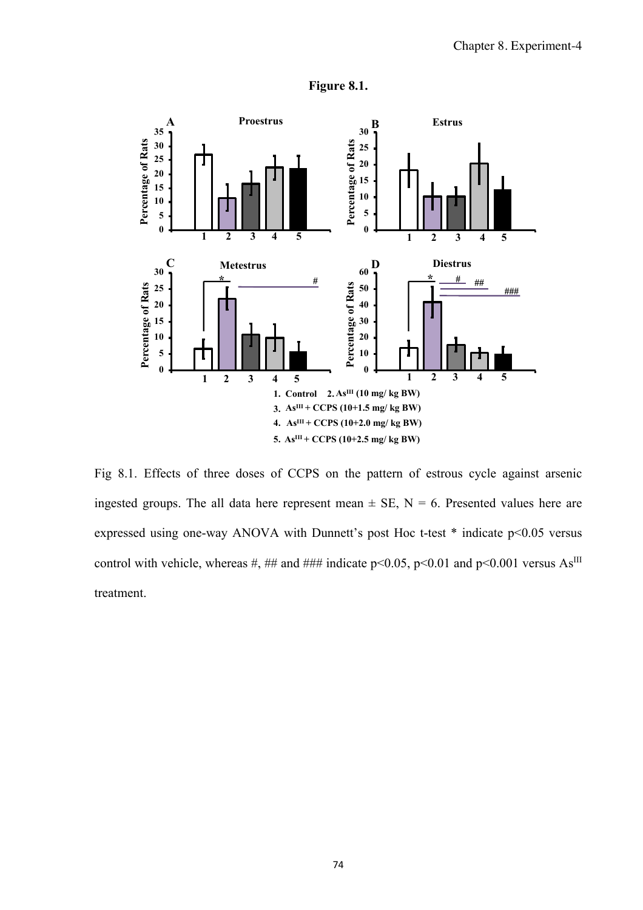**Figure 8.1.**

1. Control 2. $As^{III}$ (10 mg/ kg BW)
3. $As^{III}$ + CCPS (10+1.5 mg/ kg BW)
4. $As^{III}$ + CCPS (10+2.0 mg/ kg BW)
5. $As^{III}$ + CCPS (10+2.5 mg/ kg BW)

Fig 8.1. Effects of three doses of CCPS on the pattern of estrous cycle against arsenic ingested groups. The all data here represent mean ± SE, N = 6. Presented values here are expressed using one-way ANOVA with Dunnett's post Hoc t-test * indicate $p<0.05$ versus control with vehicle, whereas #, ## and ### indicate $p<0.05$, $p<0.01$ and $p<0.001$ versus $As^{III}$ treatment.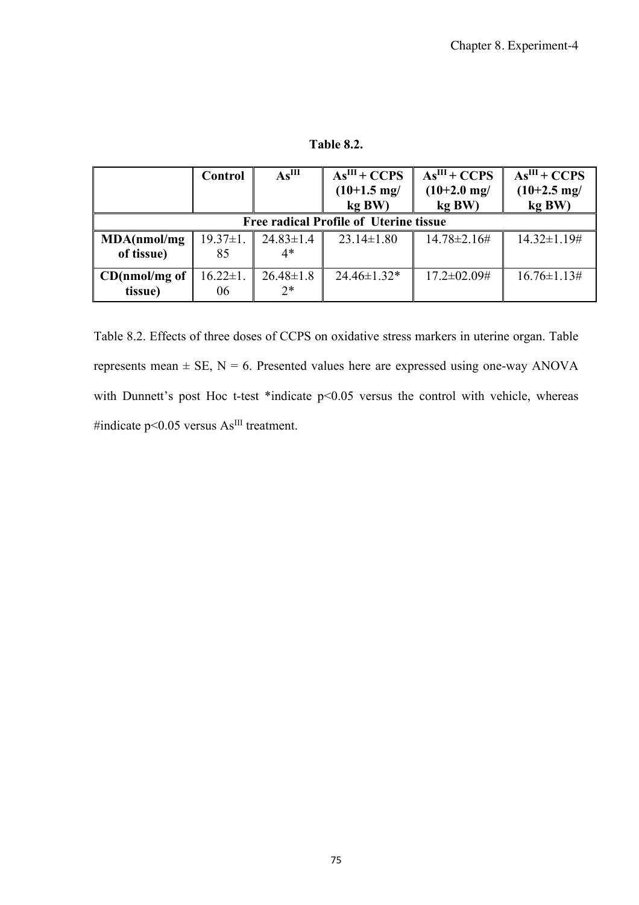**Table 8.2.**

| | Control | $As^{III}$ | $As^{III}$ + CCPS (10+1.5 mg/ kg BW) | $As^{III}$ + CCPS (10+2.0 mg/ kg BW) | $As^{III}$ + CCPS (10+2.5 mg/ kg BW) |
|---|---|---|---|---|---|
| **Free radical Profile of Uterine tissue** | | | | | |
| **MDA(nmol/mg of tissue)** | 19.37±1.85 | 24.83±1.44* | 23.14±1.80 | 14.78±2.16# | 14.32±1.19# |
| **CD(nmol/mg of tissue)** | 16.22±1.06 | 26.48±1.82* | 24.46±1.32* | 17.2±02.09# | 16.76±1.13# |

Table 8.2. Effects of three doses of CCPS on oxidative stress markers in uterine organ. Table represents mean ± SE, N = 6. Presented values here are expressed using one-way ANOVA with Dunnett's post Hoc t-test *indicate $p<0.05$ versus the control with vehicle, whereas #indicate $p<0.05$ versus $As^{III}$ treatment.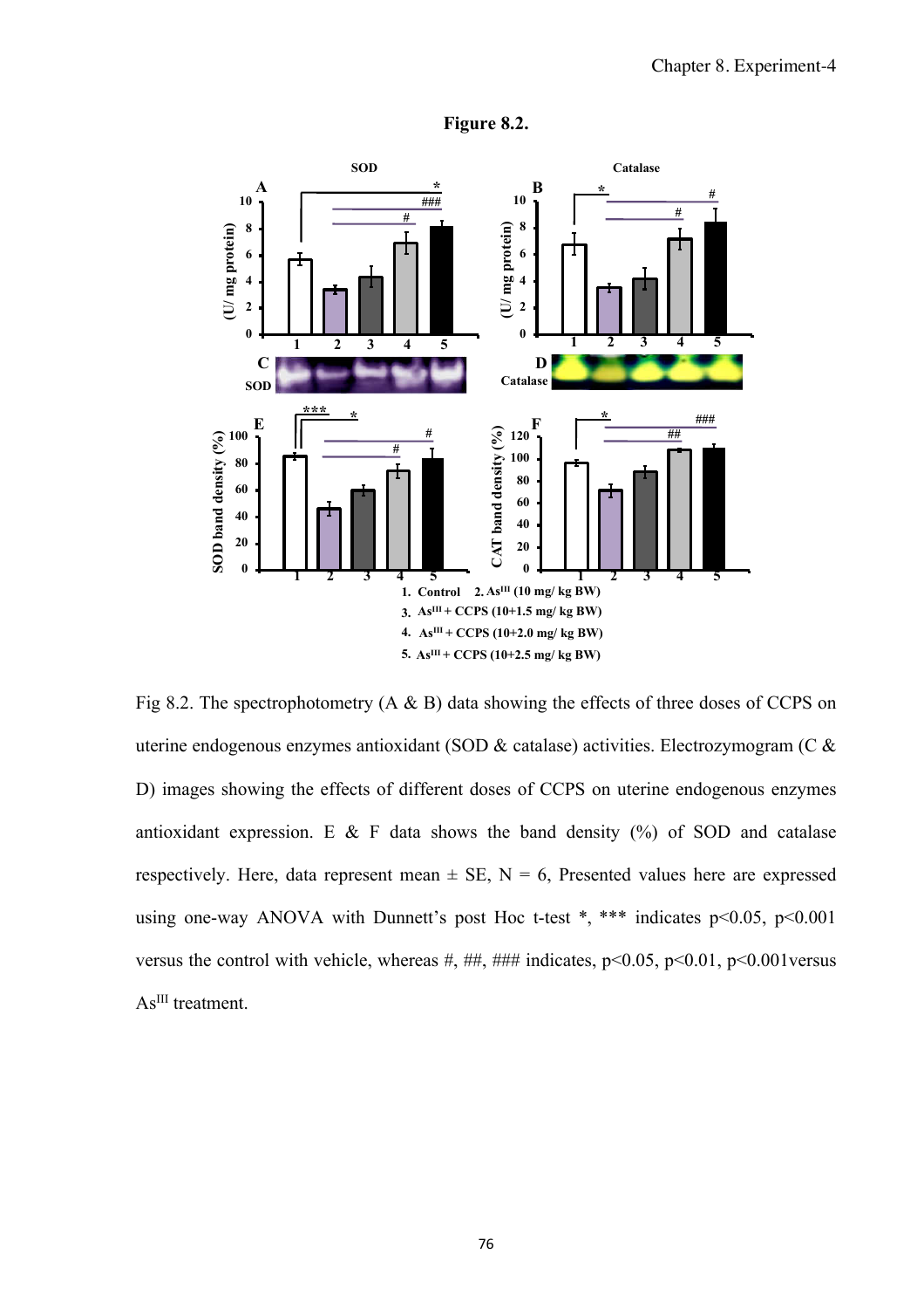**Figure 8.2.**

Fig 8.2. The spectrophotometry (A & B) data showing the effects of three doses of CCPS on uterine endogenous enzymes antioxidant (SOD & catalase) activities. Electrozymogram (C & D) images showing the effects of different doses of CCPS on uterine endogenous enzymes antioxidant expression. E & F data shows the band density (%) of SOD and catalase respectively. Here, data represent mean ± SE, N = 6, Presented values here are expressed using one-way ANOVA with Dunnett's post Hoc t-test *, *** indicates $p<0.05$, $p<0.001$ versus the control with vehicle, whereas #, ##, ### indicates, $p<0.05$, $p<0.01$, $p<0.001$versus $As^{III}$ treatment.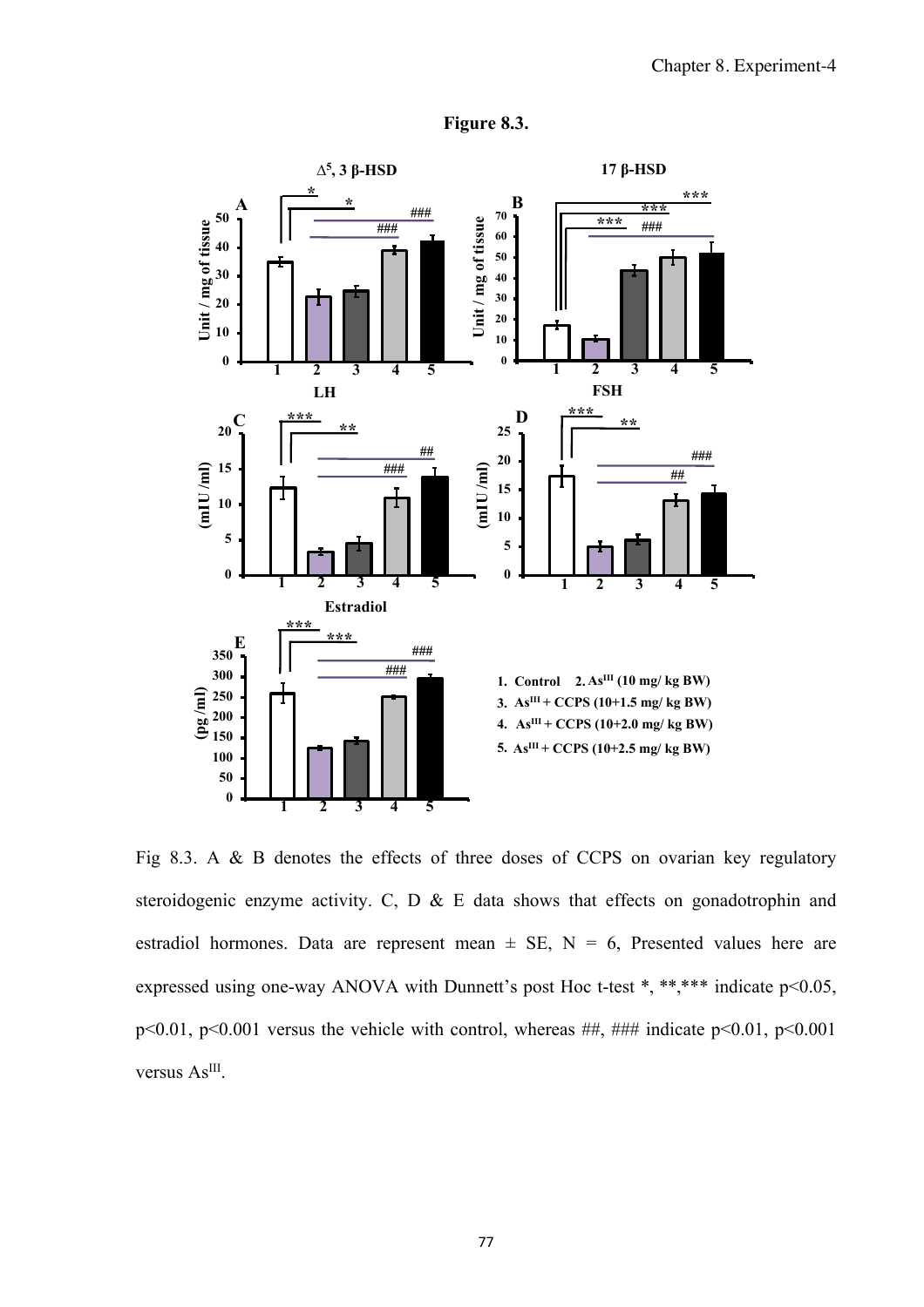**Figure 8.3.**

Fig 8.3. A & B denotes the effects of three doses of CCPS on ovarian key regulatory steroidogenic enzyme activity. C, D & E data shows that effects on gonadotrophin and estradiol hormones. Data are represent mean ± SE, N = 6, Presented values here are expressed using one-way ANOVA with Dunnett's post Hoc t-test *, **,*** indicate p<0.05, p<0.01, p<0.001 versus the vehicle with control, whereas ##, ### indicate p<0.01, p<0.001 versus $As^{III}$.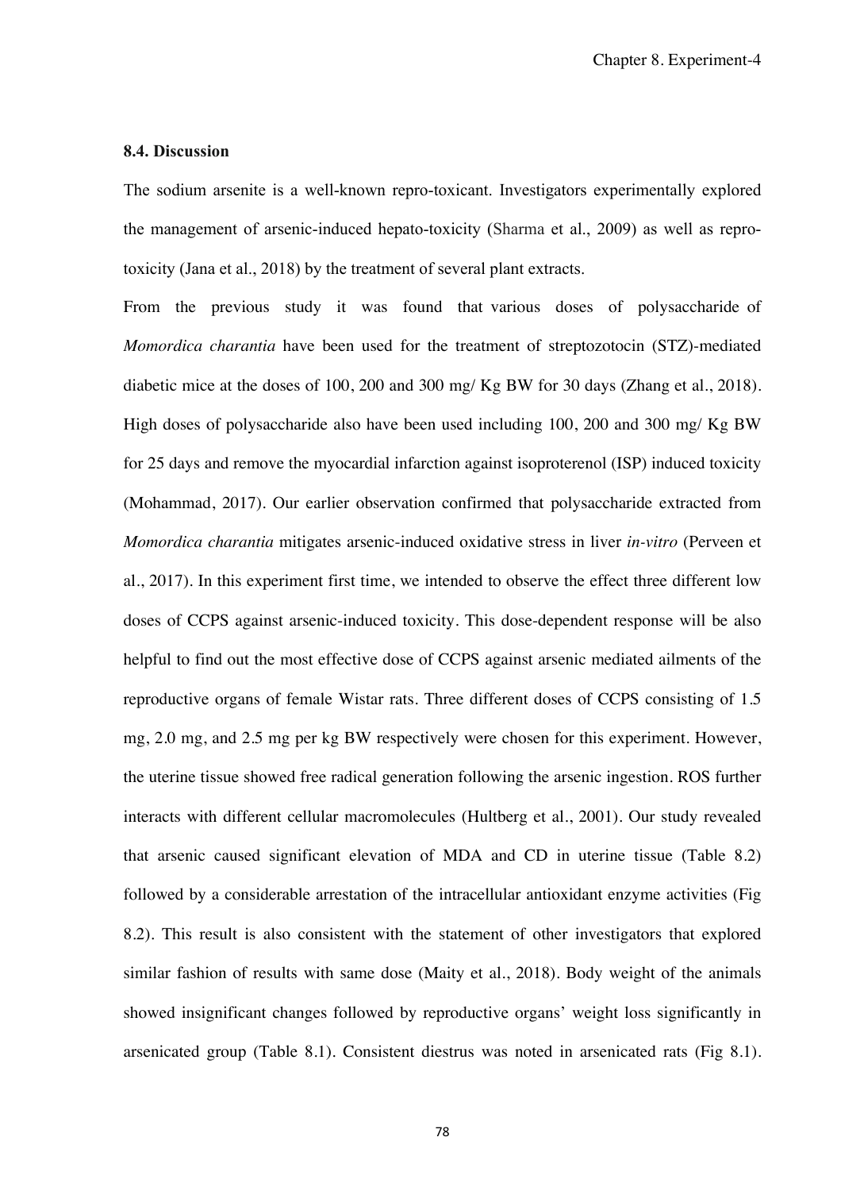### 8.4. Discussion

The sodium arsenite is a well-known repro-toxicant. Investigators experimentally explored the management of arsenic-induced hepato-toxicity (Sharma et al., 2009) as well as repro-toxicity (Jana et al., 2018) by the treatment of several plant extracts.

From the previous study it was found that various doses of polysaccharide of *Momordica charantia* have been used for the treatment of streptozotocin (STZ)-mediated diabetic mice at the doses of 100, 200 and 300 mg/ Kg BW for 30 days (Zhang et al., 2018). High doses of polysaccharide also have been used including 100, 200 and 300 mg/ Kg BW for 25 days and remove the myocardial infarction against isoproterenol (ISP) induced toxicity (Mohammad, 2017). Our earlier observation confirmed that polysaccharide extracted from *Momordica charantia* mitigates arsenic-induced oxidative stress in liver *in-vitro* (Perveen et al., 2017). In this experiment first time, we intended to observe the effect three different low doses of CCPS against arsenic-induced toxicity. This dose-dependent response will be also helpful to find out the most effective dose of CCPS against arsenic mediated ailments of the reproductive organs of female Wistar rats. Three different doses of CCPS consisting of 1.5 mg, 2.0 mg, and 2.5 mg per kg BW respectively were chosen for this experiment. However, the uterine tissue showed free radical generation following the arsenic ingestion. ROS further interacts with different cellular macromolecules (Hultberg et al., 2001). Our study revealed that arsenic caused significant elevation of MDA and CD in uterine tissue (Table 8.2) followed by a considerable arrestation of the intracellular antioxidant enzyme activities (Fig 8.2). This result is also consistent with the statement of other investigators that explored similar fashion of results with same dose (Maity et al., 2018). Body weight of the animals showed insignificant changes followed by reproductive organs' weight loss significantly in arsenicated group (Table 8.1). Consistent diestrus was noted in arsenicated rats (Fig 8.1).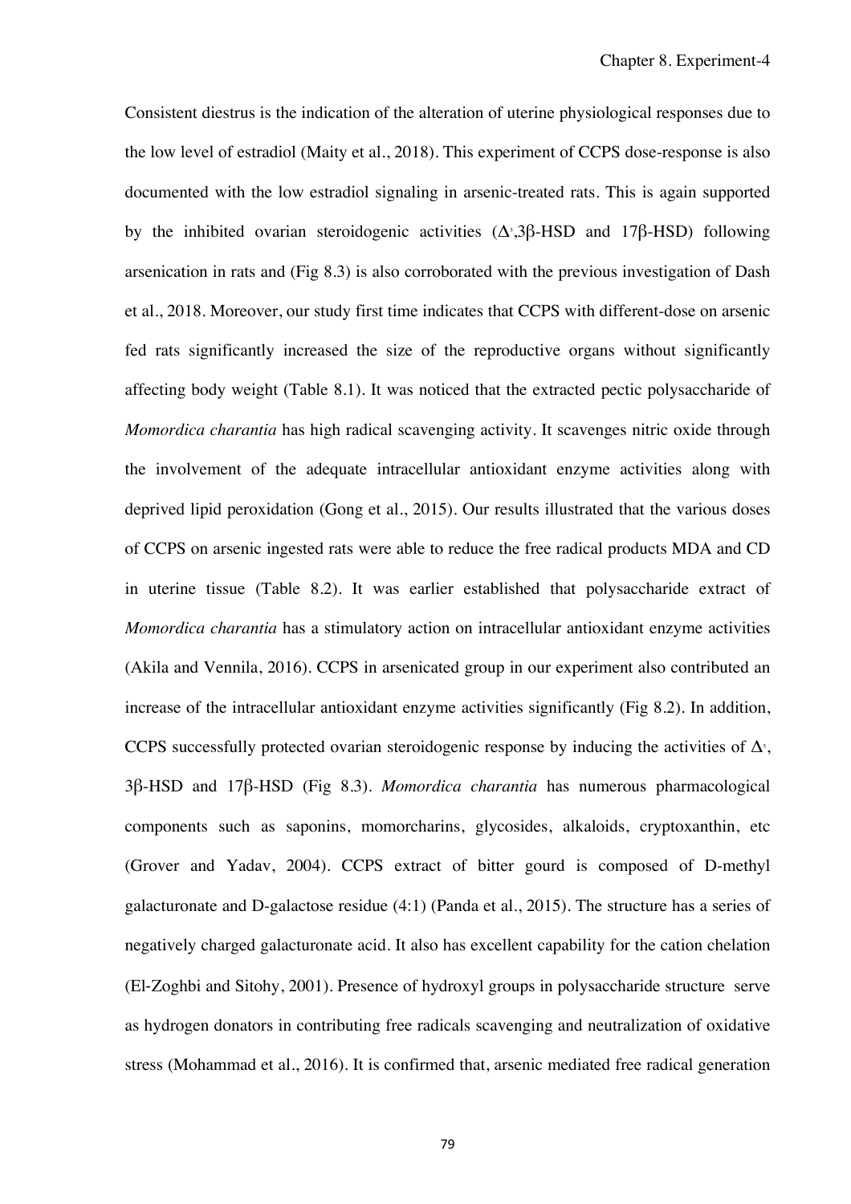Consistent diestrus is the indication of the alteration of uterine physiological responses due to the low level of estradiol (Maity et al., 2018). This experiment of CCPS dose-response is also documented with the low estradiol signaling in arsenic-treated rats. This is again supported by the inhibited ovarian steroidogenic activities ($\Delta^5$,3β-HSD and 17β-HSD) following arsenication in rats and (Fig 8.3) is also corroborated with the previous investigation of Dash et al., 2018. Moreover, our study first time indicates that CCPS with different-dose on arsenic fed rats significantly increased the size of the reproductive organs without significantly affecting body weight (Table 8.1). It was noticed that the extracted pectic polysaccharide of *Momordica charantia* has high radical scavenging activity. It scavenges nitric oxide through the involvement of the adequate intracellular antioxidant enzyme activities along with deprived lipid peroxidation (Gong et al., 2015). Our results illustrated that the various doses of CCPS on arsenic ingested rats were able to reduce the free radical products MDA and CD in uterine tissue (Table 8.2). It was earlier established that polysaccharide extract of *Momordica charantia* has a stimulatory action on intracellular antioxidant enzyme activities (Akila and Vennila, 2016). CCPS in arsenicated group in our experiment also contributed an increase of the intracellular antioxidant enzyme activities significantly (Fig 8.2). In addition, CCPS successfully protected ovarian steroidogenic response by inducing the activities of $\Delta^5$, 3β-HSD and 17β-HSD (Fig 8.3). *Momordica charantia* has numerous pharmacological components such as saponins, momorcharins, glycosides, alkaloids, cryptoxanthin, etc (Grover and Yadav, 2004). CCPS extract of bitter gourd is composed of D-methyl galacturonate and D-galactose residue (4:1) (Panda et al., 2015). The structure has a series of negatively charged galacturonate acid. It also has excellent capability for the cation chelation (El-Zoghbi and Sitohy, 2001). Presence of hydroxyl groups in polysaccharide structure serve as hydrogen donators in contributing free radicals scavenging and neutralization of oxidative stress (Mohammad et al., 2016). It is confirmed that, arsenic mediated free radical generation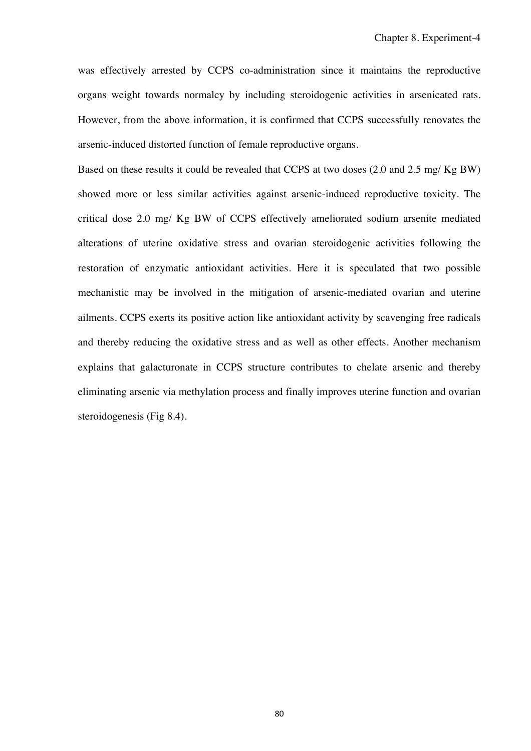was effectively arrested by CCPS co-administration since it maintains the reproductive organs weight towards normalcy by including steroidogenic activities in arsenicated rats. However, from the above information, it is confirmed that CCPS successfully renovates the arsenic-induced distorted function of female reproductive organs.

Based on these results it could be revealed that CCPS at two doses (2.0 and 2.5 mg/ Kg BW) showed more or less similar activities against arsenic-induced reproductive toxicity. The critical dose 2.0 mg/ Kg BW of CCPS effectively ameliorated sodium arsenite mediated alterations of uterine oxidative stress and ovarian steroidogenic activities following the restoration of enzymatic antioxidant activities. Here it is speculated that two possible mechanistic may be involved in the mitigation of arsenic-mediated ovarian and uterine ailments. CCPS exerts its positive action like antioxidant activity by scavenging free radicals and thereby reducing the oxidative stress and as well as other effects. Another mechanism explains that galacturonate in CCPS structure contributes to chelate arsenic and thereby eliminating arsenic via methylation process and finally improves uterine function and ovarian steroidogenesis (Fig 8.4).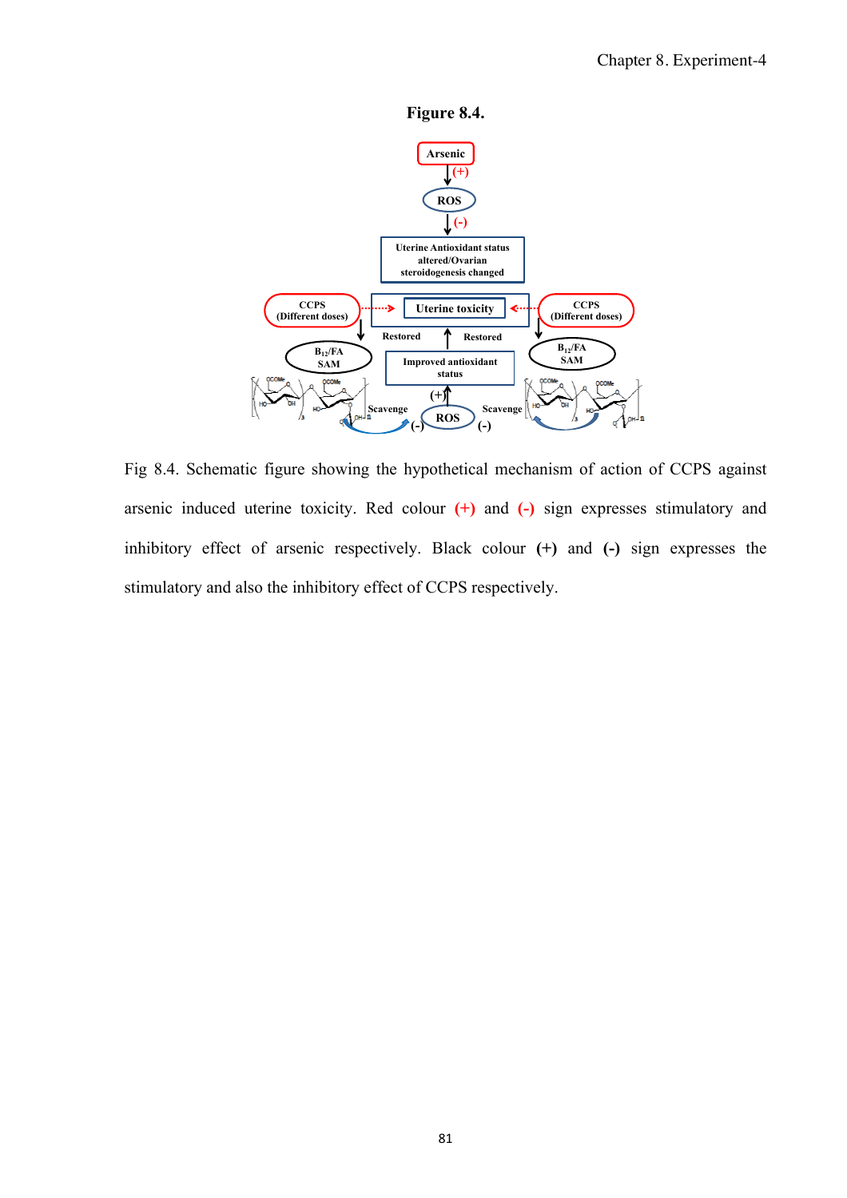**Figure 8.4.**

Arsenic

(+)

ROS

(-)

Uterine Antioxidant status altered/Ovarian steroidogenesis changed

CCPS (Different doses)

Uterine toxicity

CCPS (Different doses)

Restored

Restored

$B_{12}$/FA SAM

Improved antioxidant status

$B_{12}$/FA SAM

(+)

Scavenge

ROS

Scavenge

(-)

(-)

Fig 8.4. Schematic figure showing the hypothetical mechanism of action of CCPS against arsenic induced uterine toxicity. Red colour (+) and (-) sign expresses stimulatory and inhibitory effect of arsenic respectively. Black colour **(+)** and **(-)** sign expresses the stimulatory and also the inhibitory effect of CCPS respectively.